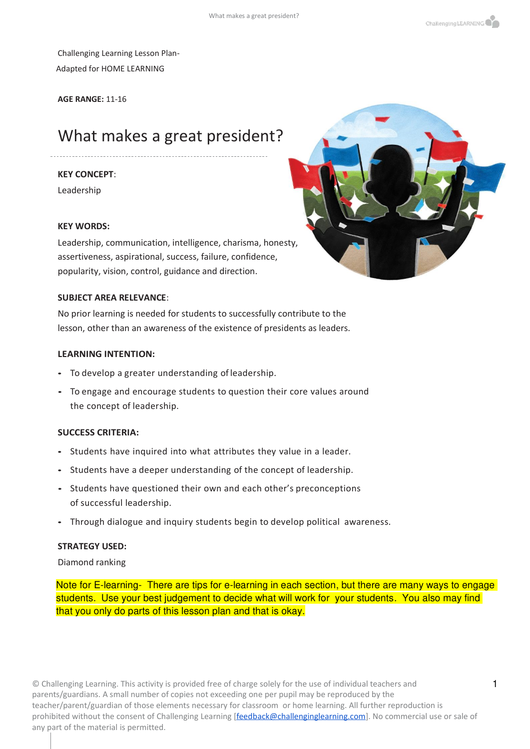Challenging Learning Lesson Plan-
Adapted for HOME LEARNING

**AGE RANGE:** 11-16

# What makes a great president?

**KEY CONCEPT**:

Leadership

**KEY WORDS:**

Leadership, communication, intelligence, charisma, honesty, assertiveness, aspirational, success, failure, confidence, popularity, vision, control, guidance and direction.

**SUBJECT AREA RELEVANCE**:

No prior learning is needed for students to successfully contribute to the lesson, other than an awareness of the existence of presidents as leaders.

**LEARNING INTENTION:**

- To develop a greater understanding of leadership.
- To engage and encourage students to question their core values around the concept of leadership.

**SUCCESS CRITERIA:**

- Students have inquired into what attributes they value in a leader.
- Students have a deeper understanding of the concept of leadership.
- Students have questioned their own and each other's preconceptions of successful leadership.
- Through dialogue and inquiry students begin to develop political awareness.

**STRATEGY USED:**

Diamond ranking

Note for E-learning- There are tips for e-learning in each section, but there are many ways to engage students. Use your best judgement to decide what will work for your students. You also may find that you only do parts of this lesson plan and that is okay.

© Challenging Learning. This activity is provided free of charge solely for the use of individual teachers and parents/guardians. A small number of copies not exceeding one per pupil may be reproduced by the teacher/parent/guardian of those elements necessary for classroom or home learning. All further reproduction is prohibited without the consent of Challenging Learning [feedback@challenginglearning.com]. No commercial use or sale of any part of the material is permitted.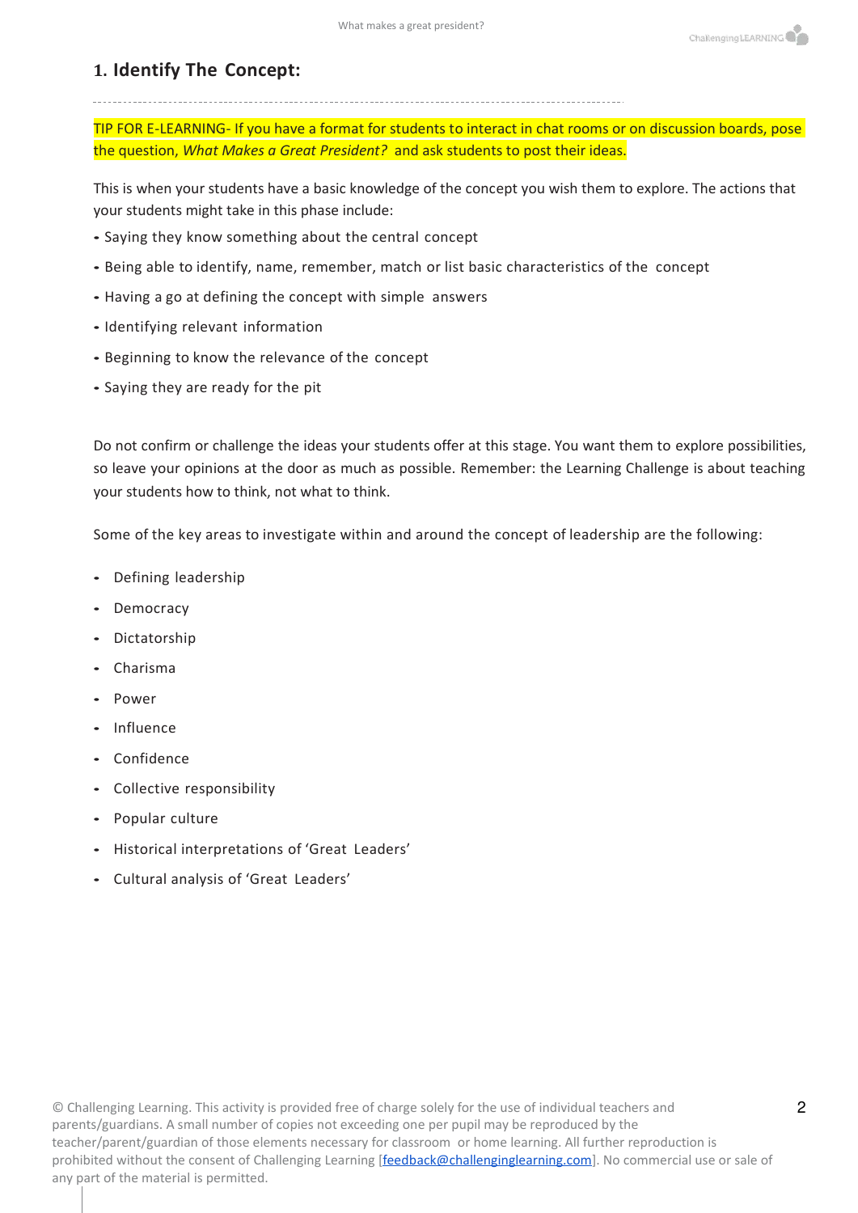## 1. Identify The Concept:

TIP FOR E-LEARNING- If you have a format for students to interact in chat rooms or on discussion boards, pose the question, *What Makes a Great President?* and ask students to post their ideas.

This is when your students have a basic knowledge of the concept you wish them to explore. The actions that your students might take in this phase include:

- Saying they know something about the central concept
- Being able to identify, name, remember, match or list basic characteristics of the concept
- Having a go at defining the concept with simple answers
- Identifying relevant information
- Beginning to know the relevance of the concept
- Saying they are ready for the pit

Do not confirm or challenge the ideas your students offer at this stage. You want them to explore possibilities, so leave your opinions at the door as much as possible. Remember: the Learning Challenge is about teaching your students how to think, not what to think.

Some of the key areas to investigate within and around the concept of leadership are the following:

- Defining leadership
- Democracy
- Dictatorship
- Charisma
- Power
- Influence
- Confidence
- Collective responsibility
- Popular culture
- Historical interpretations of 'Great Leaders'
- Cultural analysis of 'Great Leaders'

© Challenging Learning. This activity is provided free of charge solely for the use of individual teachers and parents/guardians. A small number of copies not exceeding one per pupil may be reproduced by the teacher/parent/guardian of those elements necessary for classroom or home learning. All further reproduction is prohibited without the consent of Challenging Learning [feedback@challenginglearning.com]. No commercial use or sale of any part of the material is permitted.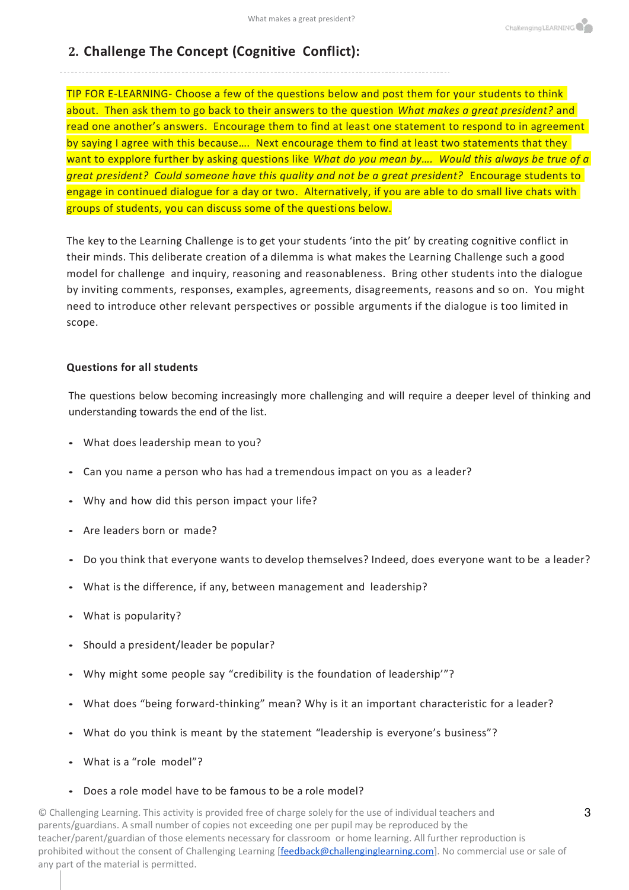## 2. Challenge The Concept (Cognitive Conflict):

TIP FOR E-LEARNING- Choose a few of the questions below and post them for your students to think about. Then ask them to go back to their answers to the question *What makes a great president?* and read one another's answers. Encourage them to find at least one statement to respond to in agreement by saying I agree with this because…. Next encourage them to find at least two statements that they want to expplore further by asking questions like *What do you mean by…. Would this always be true of a great president? Could someone have this quality and not be a great president?* Encourage students to engage in continued dialogue for a day or two. Alternatively, if you are able to do small live chats with groups of students, you can discuss some of the questions below.

The key to the Learning Challenge is to get your students 'into the pit' by creating cognitive conflict in their minds. This deliberate creation of a dilemma is what makes the Learning Challenge such a good model for challenge and inquiry, reasoning and reasonableness. Bring other students into the dialogue by inviting comments, responses, examples, agreements, disagreements, reasons and so on. You might need to introduce other relevant perspectives or possible arguments if the dialogue is too limited in scope.

**Questions for all students**

The questions below becoming increasingly more challenging and will require a deeper level of thinking and understanding towards the end of the list.

- What does leadership mean to you?
- Can you name a person who has had a tremendous impact on you as a leader?
- Why and how did this person impact your life?
- Are leaders born or made?
- Do you think that everyone wants to develop themselves? Indeed, does everyone want to be a leader?
- What is the difference, if any, between management and leadership?
- What is popularity?
- Should a president/leader be popular?
- Why might some people say "credibility is the foundation of leadership'"?
- What does "being forward-thinking" mean? Why is it an important characteristic for a leader?
- What do you think is meant by the statement "leadership is everyone's business"?
- What is a "role model"?
- Does a role model have to be famous to be a role model?

© Challenging Learning. This activity is provided free of charge solely for the use of individual teachers and parents/guardians. A small number of copies not exceeding one per pupil may be reproduced by the teacher/parent/guardian of those elements necessary for classroom or home learning. All further reproduction is prohibited without the consent of Challenging Learning [feedback@challenginglearning.com]. No commercial use or sale of any part of the material is permitted.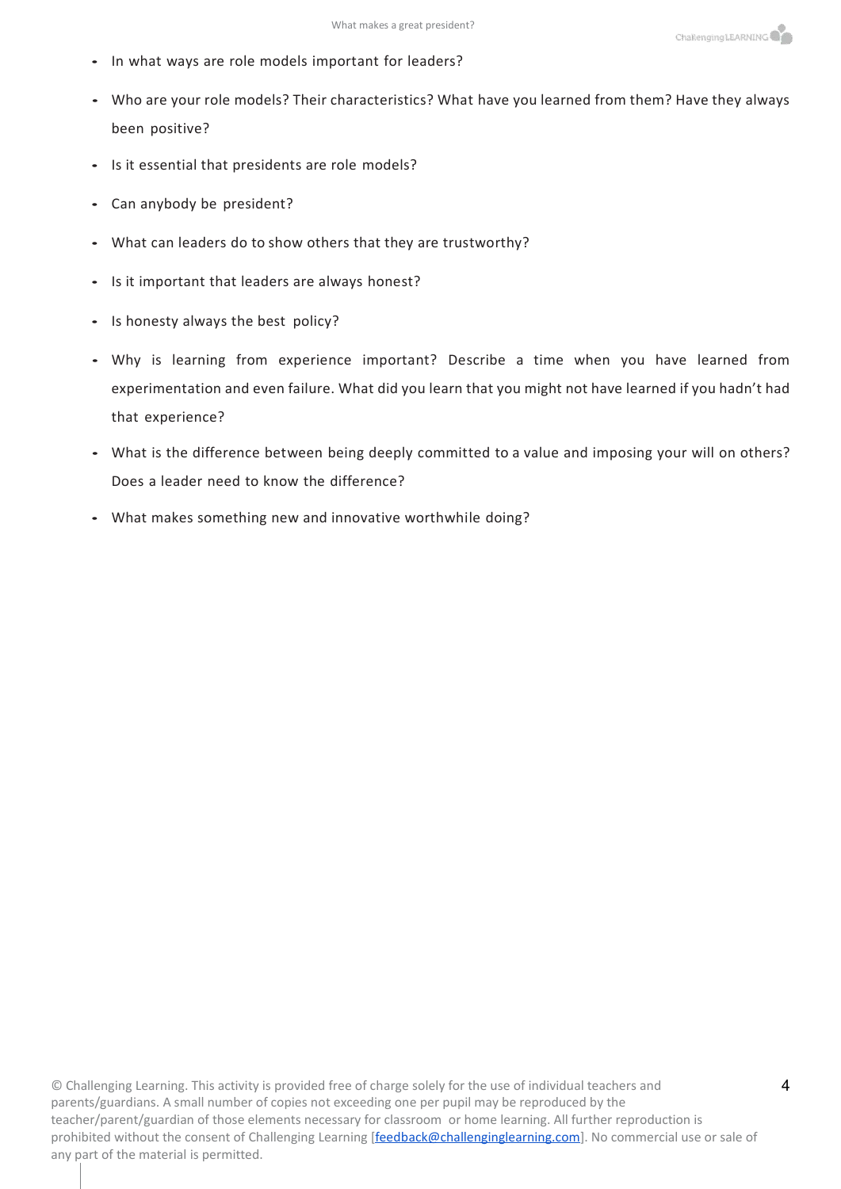- In what ways are role models important for leaders?
- Who are your role models? Their characteristics? What have you learned from them? Have they always been positive?
- Is it essential that presidents are role models?
- Can anybody be president?
- What can leaders do to show others that they are trustworthy?
- Is it important that leaders are always honest?
- Is honesty always the best policy?
- Why is learning from experience important? Describe a time when you have learned from experimentation and even failure. What did you learn that you might not have learned if you hadn't had that experience?
- What is the difference between being deeply committed to a value and imposing your will on others? Does a leader need to know the difference?
- What makes something new and innovative worthwhile doing?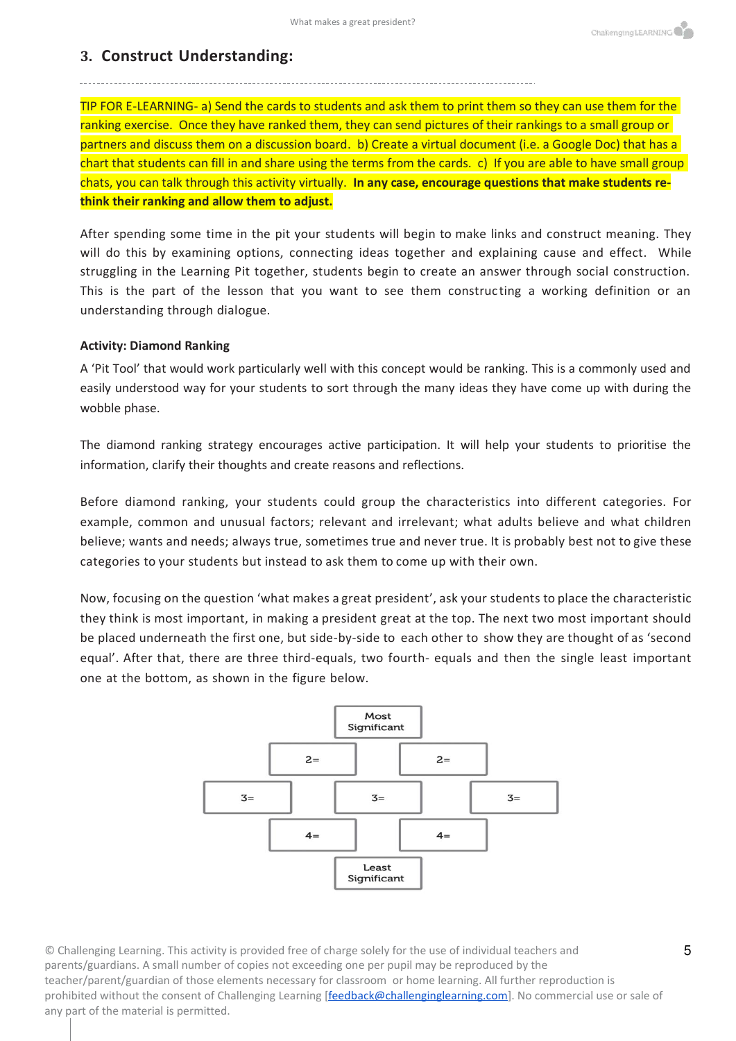## 3. Construct Understanding:

TIP FOR E-LEARNING- a) Send the cards to students and ask them to print them so they can use them for the ranking exercise. Once they have ranked them, they can send pictures of their rankings to a small group or partners and discuss them on a discussion board. b) Create a virtual document (i.e. a Google Doc) that has a chart that students can fill in and share using the terms from the cards. c) If you are able to have small group chats, you can talk through this activity virtually. **In any case, encourage questions that make students re-think their ranking and allow them to adjust.**

After spending some time in the pit your students will begin to make links and construct meaning. They will do this by examining options, connecting ideas together and explaining cause and effect. While struggling in the Learning Pit together, students begin to create an answer through social construction. This is the part of the lesson that you want to see them constructing a working definition or an understanding through dialogue.

**Activity: Diamond Ranking**

A 'Pit Tool' that would work particularly well with this concept would be ranking. This is a commonly used and easily understood way for your students to sort through the many ideas they have come up with during the wobble phase.

The diamond ranking strategy encourages active participation. It will help your students to prioritise the information, clarify their thoughts and create reasons and reflections.

Before diamond ranking, your students could group the characteristics into different categories. For example, common and unusual factors; relevant and irrelevant; what adults believe and what children believe; wants and needs; always true, sometimes true and never true. It is probably best not to give these categories to your students but instead to ask them to come up with their own.

Now, focusing on the question 'what makes a great president', ask your students to place the characteristic they think is most important, in making a president great at the top. The next two most important should be placed underneath the first one, but side-by-side to each other to show they are thought of as 'second equal'. After that, there are three third-equals, two fourth- equals and then the single least important one at the bottom, as shown in the figure below.

Most Significant

2= 2=

3= 3= 3=

4= 4=

Least Significant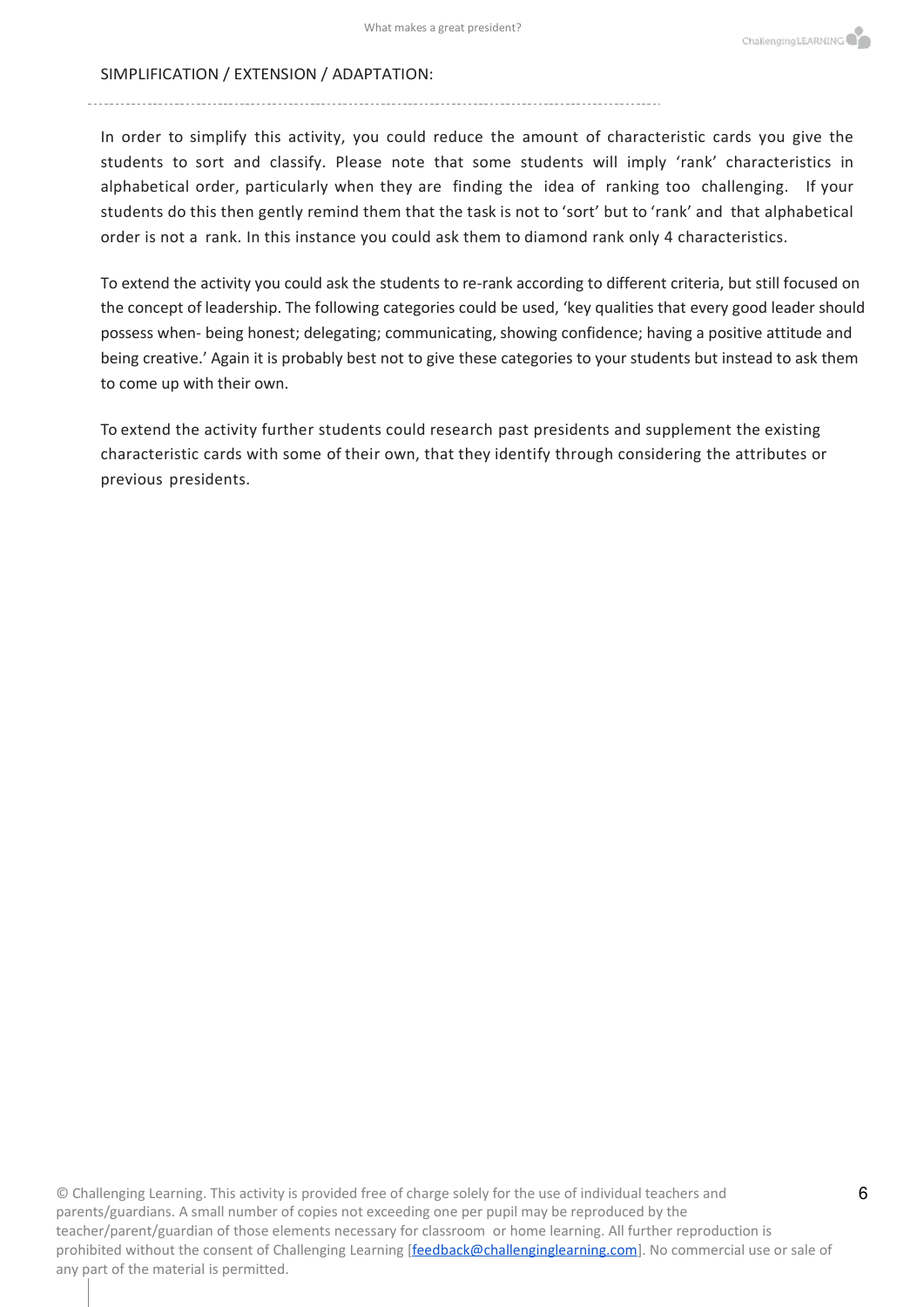SIMPLIFICATION / EXTENSION / ADAPTATION:

In order to simplify this activity, you could reduce the amount of characteristic cards you give the students to sort and classify. Please note that some students will imply 'rank' characteristics in alphabetical order, particularly when they are finding the idea of ranking too challenging. If your students do this then gently remind them that the task is not to 'sort' but to 'rank' and that alphabetical order is not a rank. In this instance you could ask them to diamond rank only 4 characteristics.

To extend the activity you could ask the students to re-rank according to different criteria, but still focused on the concept of leadership. The following categories could be used, 'key qualities that every good leader should possess when- being honest; delegating; communicating, showing confidence; having a positive attitude and being creative.' Again it is probably best not to give these categories to your students but instead to ask them to come up with their own.

To extend the activity further students could research past presidents and supplement the existing characteristic cards with some of their own, that they identify through considering the attributes or previous presidents.

© Challenging Learning. This activity is provided free of charge solely for the use of individual teachers and parents/guardians. A small number of copies not exceeding one per pupil may be reproduced by the teacher/parent/guardian of those elements necessary for classroom or home learning. All further reproduction is prohibited without the consent of Challenging Learning [feedback@challenginglearning.com]. No commercial use or sale of any part of the material is permitted.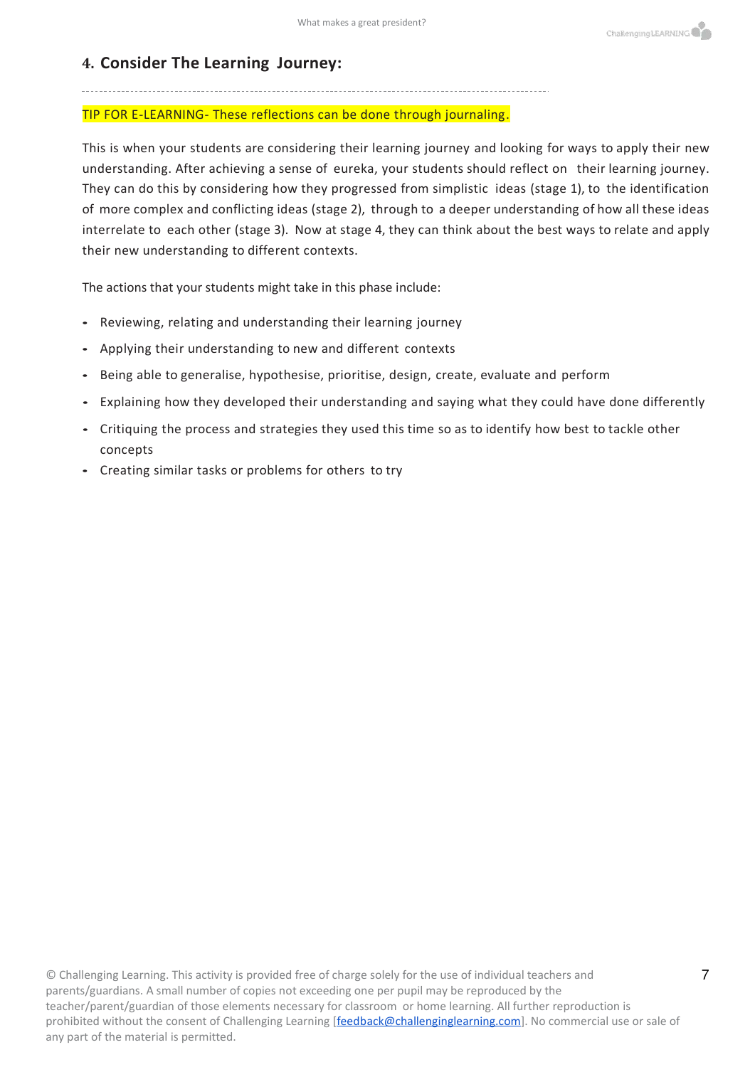## 4. Consider The Learning Journey:

TIP FOR E-LEARNING- These reflections can be done through journaling.

This is when your students are considering their learning journey and looking for ways to apply their new understanding. After achieving a sense of eureka, your students should reflect on their learning journey. They can do this by considering how they progressed from simplistic ideas (stage 1), to the identification of more complex and conflicting ideas (stage 2), through to a deeper understanding of how all these ideas interrelate to each other (stage 3). Now at stage 4, they can think about the best ways to relate and apply their new understanding to different contexts.

The actions that your students might take in this phase include:

- Reviewing, relating and understanding their learning journey
- Applying their understanding to new and different contexts
- Being able to generalise, hypothesise, prioritise, design, create, evaluate and perform
- Explaining how they developed their understanding and saying what they could have done differently
- Critiquing the process and strategies they used this time so as to identify how best to tackle other concepts
- Creating similar tasks or problems for others to try

© Challenging Learning. This activity is provided free of charge solely for the use of individual teachers and parents/guardians. A small number of copies not exceeding one per pupil may be reproduced by the teacher/parent/guardian of those elements necessary for classroom or home learning. All further reproduction is prohibited without the consent of Challenging Learning [feedback@challenginglearning.com]. No commercial use or sale of any part of the material is permitted.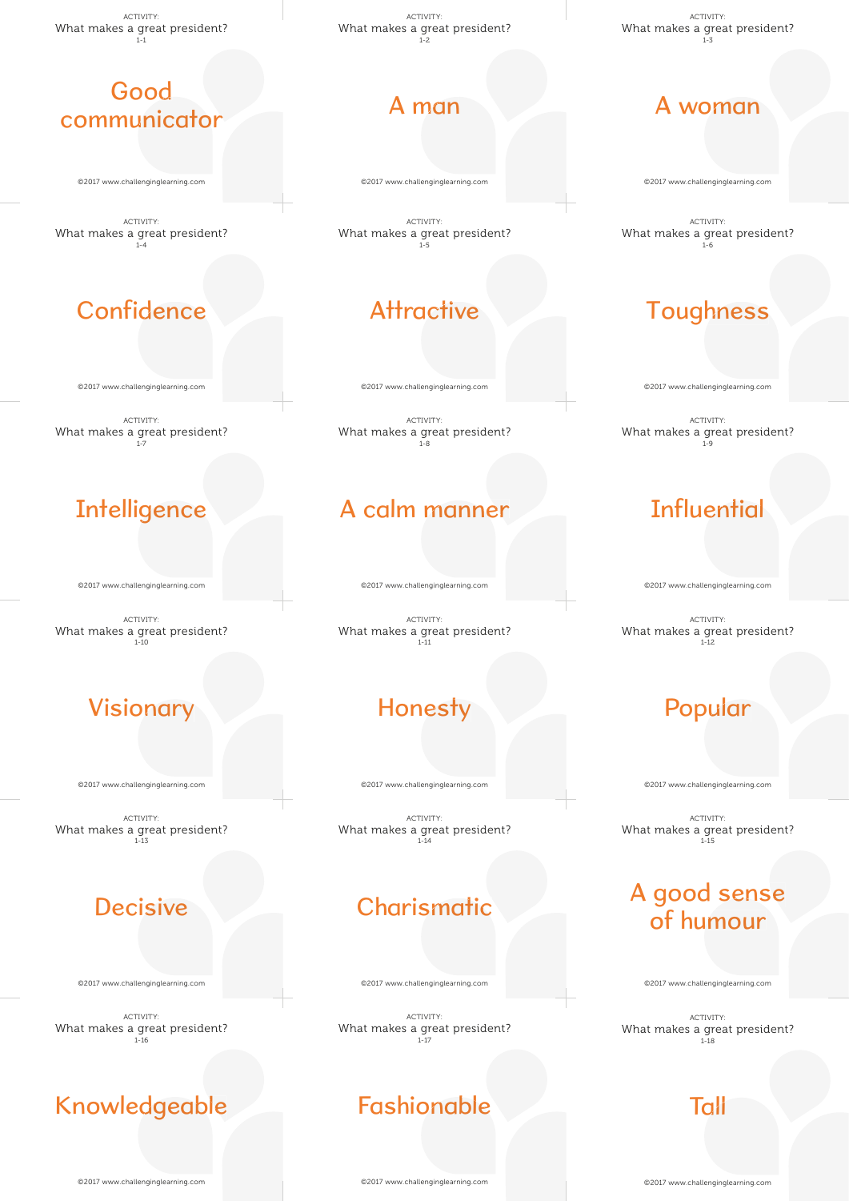ACTIVITY:
What makes a great president?
1-1

**Good communicator**

©2017 www.challenginglearning.com

---

ACTIVITY:
What makes a great president?
1-2

**A man**

©2017 www.challenginglearning.com

---

ACTIVITY:
What makes a great president?
1-3

**A woman**

©2017 www.challenginglearning.com

---

ACTIVITY:
What makes a great president?
1-4

**Confidence**

©2017 www.challenginglearning.com

---

ACTIVITY:
What makes a great president?
1-5

**Attractive**

©2017 www.challenginglearning.com

---

ACTIVITY:
What makes a great president?
1-6

**Toughness**

©2017 www.challenginglearning.com

---

ACTIVITY:
What makes a great president?
1-7

**Intelligence**

©2017 www.challenginglearning.com

---

ACTIVITY:
What makes a great president?
1-8

**A calm manner**

©2017 www.challenginglearning.com

---

ACTIVITY:
What makes a great president?
1-9

**Influential**

©2017 www.challenginglearning.com

---

ACTIVITY:
What makes a great president?
1-10

**Visionary**

©2017 www.challenginglearning.com

---

ACTIVITY:
What makes a great president?
1-11

**Honesty**

©2017 www.challenginglearning.com

---

ACTIVITY:
What makes a great president?
1-12

**Popular**

©2017 www.challenginglearning.com

---

ACTIVITY:
What makes a great president?
1-13

**Decisive**

©2017 www.challenginglearning.com

---

ACTIVITY:
What makes a great president?
1-14

**Charismatic**

©2017 www.challenginglearning.com

---

ACTIVITY:
What makes a great president?
1-15

**A good sense of humour**

©2017 www.challenginglearning.com

---

ACTIVITY:
What makes a great president?
1-16

**Knowledgeable**

©2017 www.challenginglearning.com

---

ACTIVITY:
What makes a great president?
1-17

**Fashionable**

©2017 www.challenginglearning.com

---

ACTIVITY:
What makes a great president?
1-18

**Tall**

©2017 www.challenginglearning.com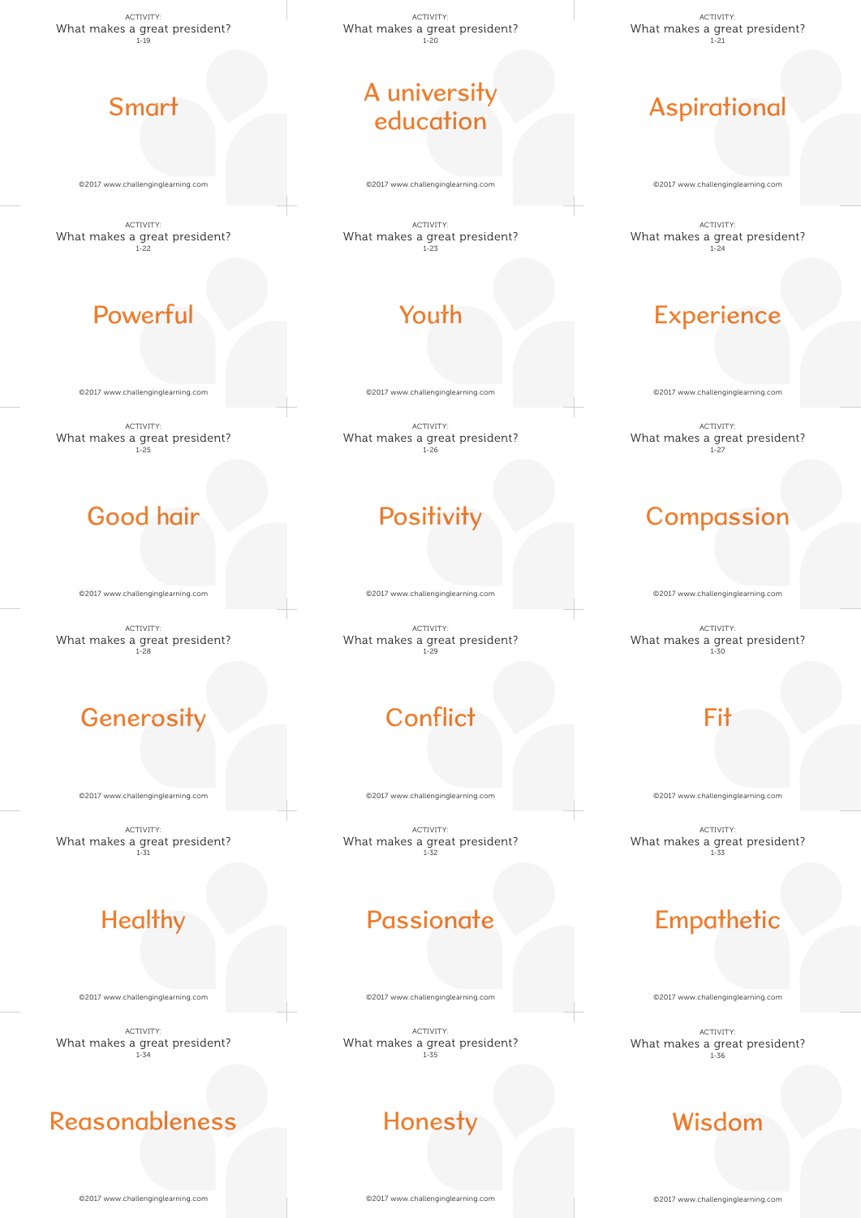ACTIVITY:
What makes a great president?
1-19

## Smart

©2017 www.challenginglearning.com

ACTIVITY:
What makes a great president?
1-20

## A university education

©2017 www.challenginglearning.com

ACTIVITY:
What makes a great president?
1-21

## Aspirational

©2017 www.challenginglearning.com

ACTIVITY:
What makes a great president?
1-22

## Powerful

©2017 www.challenginglearning.com

ACTIVITY:
What makes a great president?
1-23

## Youth

©2017 www.challenginglearning.com

ACTIVITY:
What makes a great president?
1-24

## Experience

©2017 www.challenginglearning.com

ACTIVITY:
What makes a great president?
1-25

## Good hair

©2017 www.challenginglearning.com

ACTIVITY:
What makes a great president?
1-26

## Positivity

©2017 www.challenginglearning.com

ACTIVITY:
What makes a great president?
1-27

## Compassion

©2017 www.challenginglearning.com

ACTIVITY:
What makes a great president?
1-28

## Generosity

©2017 www.challenginglearning.com

ACTIVITY:
What makes a great president?
1-29

## Conflict

©2017 www.challenginglearning.com

ACTIVITY:
What makes a great president?
1-30

## Fit

©2017 www.challenginglearning.com

ACTIVITY:
What makes a great president?
1-31

## Healthy

©2017 www.challenginglearning.com

ACTIVITY:
What makes a great president?
1-32

## Passionate

©2017 www.challenginglearning.com

ACTIVITY:
What makes a great president?
1-33

## Empathetic

©2017 www.challenginglearning.com

ACTIVITY:
What makes a great president?
1-34

## Reasonableness

©2017 www.challenginglearning.com

ACTIVITY:
What makes a great president?
1-35

## Honesty

©2017 www.challenginglearning.com

ACTIVITY:
What makes a great president?
1-36

## Wisdom

©2017 www.challenginglearning.com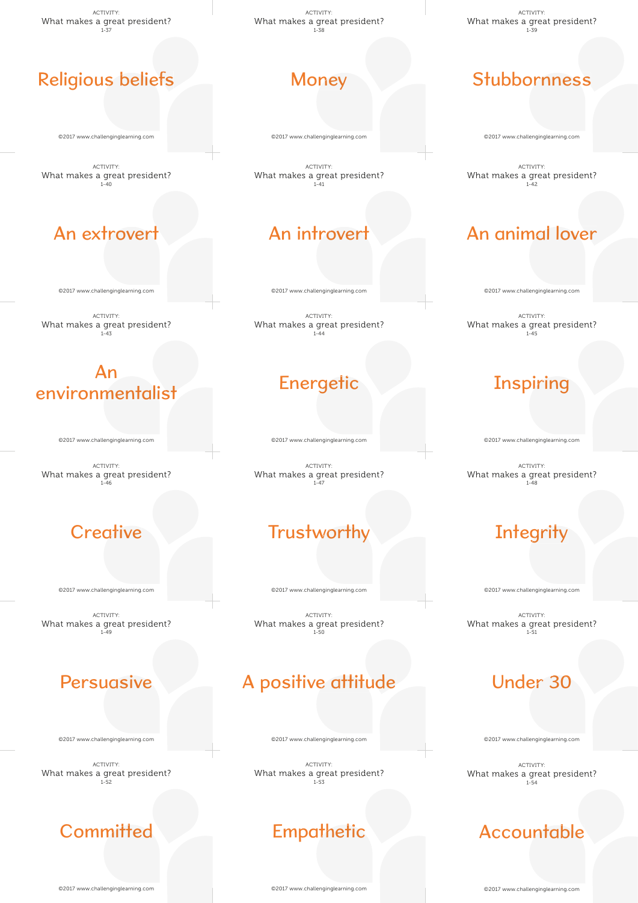ACTIVITY:
What makes a great president?
1-37

## Religious beliefs

©2017 www.challenginglearning.com

ACTIVITY:
What makes a great president?
1-38

## Money

©2017 www.challenginglearning.com

ACTIVITY:
What makes a great president?
1-39

## Stubbornness

©2017 www.challenginglearning.com

ACTIVITY:
What makes a great president?
1-40

## An extrovert

©2017 www.challenginglearning.com

ACTIVITY:
What makes a great president?
1-41

## An introvert

©2017 www.challenginglearning.com

ACTIVITY:
What makes a great president?
1-42

## An animal lover

©2017 www.challenginglearning.com

ACTIVITY:
What makes a great president?
1-43

## An environmentalist

©2017 www.challenginglearning.com

ACTIVITY:
What makes a great president?
1-44

## Energetic

©2017 www.challenginglearning.com

ACTIVITY:
What makes a great president?
1-45

## Inspiring

©2017 www.challenginglearning.com

ACTIVITY:
What makes a great president?
1-46

## Creative

©2017 www.challenginglearning.com

ACTIVITY:
What makes a great president?
1-47

## Trustworthy

©2017 www.challenginglearning.com

ACTIVITY:
What makes a great president?
1-48

## Integrity

©2017 www.challenginglearning.com

ACTIVITY:
What makes a great president?
1-49

## Persuasive

©2017 www.challenginglearning.com

ACTIVITY:
What makes a great president?
1-50

## A positive attitude

©2017 www.challenginglearning.com

ACTIVITY:
What makes a great president?
1-51

## Under 30

©2017 www.challenginglearning.com

ACTIVITY:
What makes a great president?
1-52

## Committed

©2017 www.challenginglearning.com

ACTIVITY:
What makes a great president?
1-53

## Empathetic

©2017 www.challenginglearning.com

ACTIVITY:
What makes a great president?
1-54

## Accountable

©2017 www.challenginglearning.com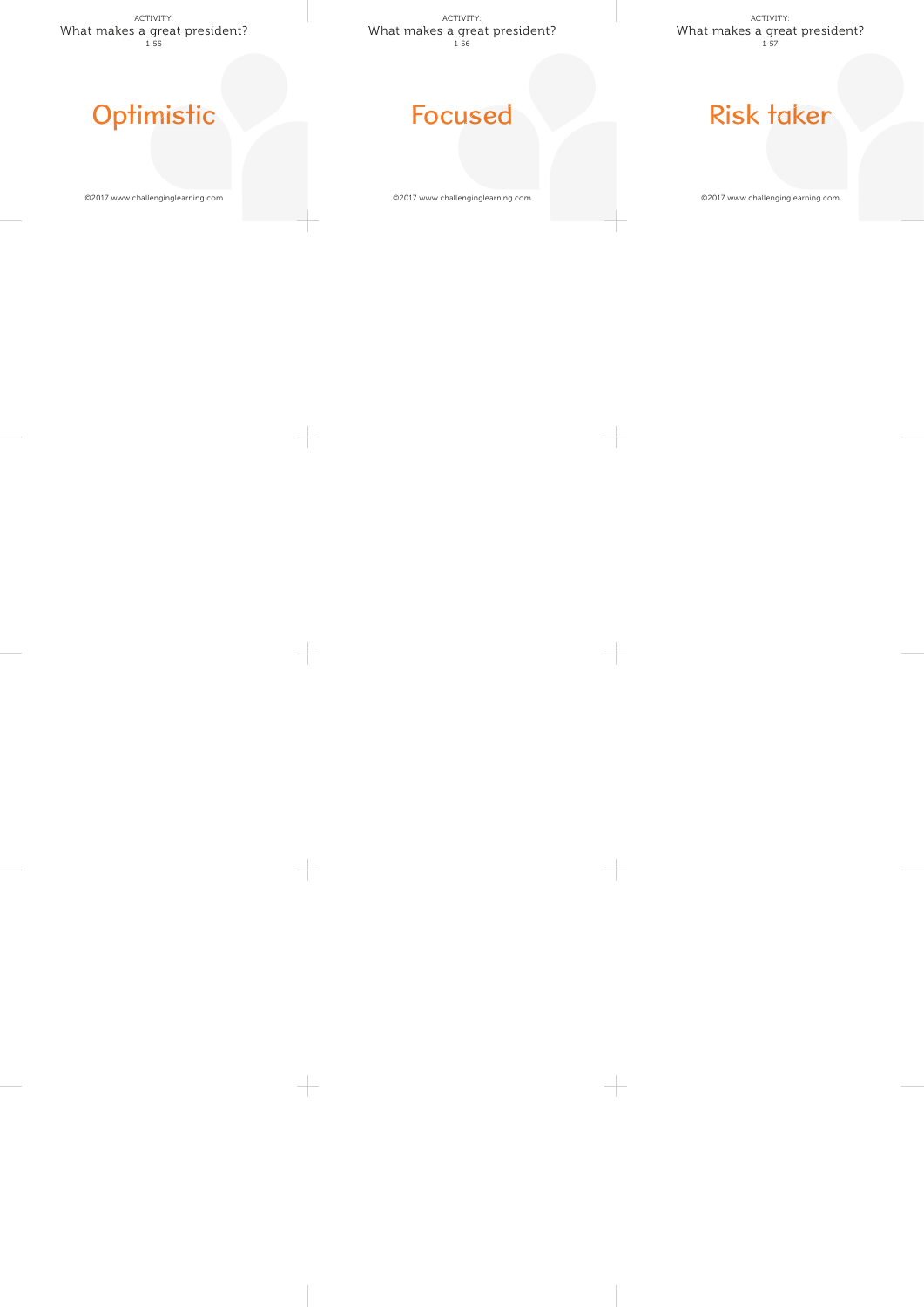ACTIVITY:
What makes a great president?
1-55

## Optimistic

©2017 www.challenginglearning.com

ACTIVITY:
What makes a great president?
1-56

## Focused

©2017 www.challenginglearning.com

ACTIVITY:
What makes a great president?
1-57

## Risk taker

©2017 www.challenginglearning.com